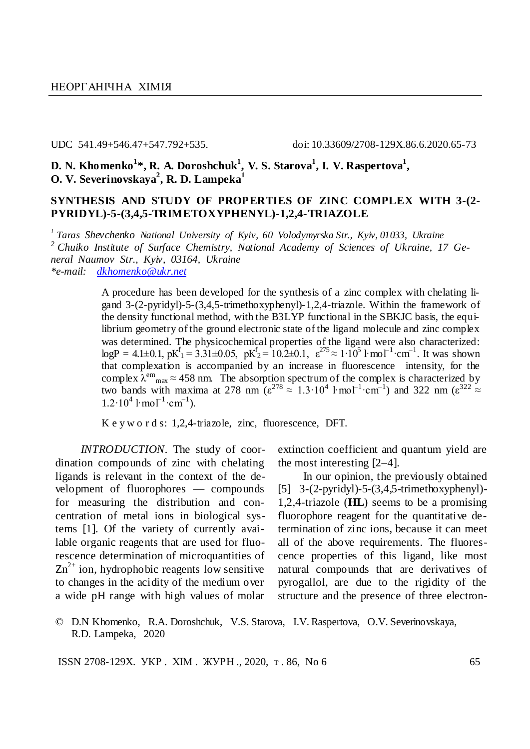НЕОРГАНІЧНА ХІМІЯ

UDC 541.49+546.47+547.792+535. doi: 10.33609/2708-129X.86.6.2020.65-73

**D. N. Khomenko[1]\*, R. A. Doroshchuk[1], V. S. Starova[1], I. V. Raspertova[1], O. V. Severinovskaya[2], R. D. Lampeka[1]**

# SYNTHESIS AND STUDY OF PROPERTIES OF ZINC COMPLEX WITH 3-(2-PYRIDYL)-5-(3,4,5-TRIMETHOXYPHENYL)-1,2,4-TRIAZOLE

*[1] Taras Shevchenko National University of Kyiv, 60 Volodymyrska Str., Kyiv, 01033, Ukraine*
*[2] Chuiko Institute of Surface Chemistry, National Academy of Sciences of Ukraine, 17 General Naumov Str., Kyiv, 03164, Ukraine*
*\*e-mail: dkhomenko@ukr.net*

A procedure has been developed for the synthesis of a zinc complex with chelating ligand 3-(2-pyridyl)-5-(3,4,5-trimethoxyphenyl)-1,2,4-triazole. Within the framework of the density functional method, with the B3LYP functional in the SBKJC basis, the equilibrium geometry of the ground electronic state of the ligand molecule and zinc complex was determined. The physicochemical properties of the ligand were also characterized: logP = 4.1±0.1, $pK^f_1 = 3.31 \pm 0.05$, $pK^f_2 = 10.2 \pm 0.1$, $\varepsilon^{275} \approx 1 \cdot 10^5$ $l \cdot mol^{-1} \cdot cm^{-1}$. It was shown that complexation is accompanied by an increase in fluorescence intensity, for the complex $\lambda^{em}_{max} \approx 458$ nm. The absorption spectrum of the complex is characterized by two bands with maxima at 278 nm ($\varepsilon^{278} \approx 1.3 \cdot 10^4$ $l \cdot mol^{-1} \cdot cm^{-1}$) and 322 nm ($\varepsilon^{322} \approx 1.2 \cdot 10^4$ $l \cdot mol^{-1} \cdot cm^{-1}$).

K e y w o r d s: 1,2,4-triazole, zinc, fluorescence, DFT.

*INTRODUCTION*. The study of coordination compounds of zinc with chelating ligands is relevant in the context of the development of fluorophores — compounds for measuring the distribution and concentration of metal ions in biological systems [1]. Of the variety of currently available organic reagents that are used for fluorescence determination of microquantities of $Zn^{2+}$ ion, hydrophobic reagents low sensitive to changes in the acidity of the medium over a wide pH range with high values of molar extinction coefficient and quantum yield are the most interesting [2–4].

In our opinion, the previously obtained [5] 3-(2-pyridyl)-5-(3,4,5-trimethoxyphenyl)-1,2,4-triazole (**HL**) seems to be a promising fluorophore reagent for the quantitative determination of zinc ions, because it can meet all of the above requirements. The fluorescence properties of this ligand, like most natural compounds that are derivatives of pyrogallol, are due to the rigidity of the structure and the presence of three electron-

© D.N Khomenko, R.A. Doroshchuk, V.S. Starova, I.V. Raspertova, O.V. Severinovskaya, R.D. Lampeka, 2020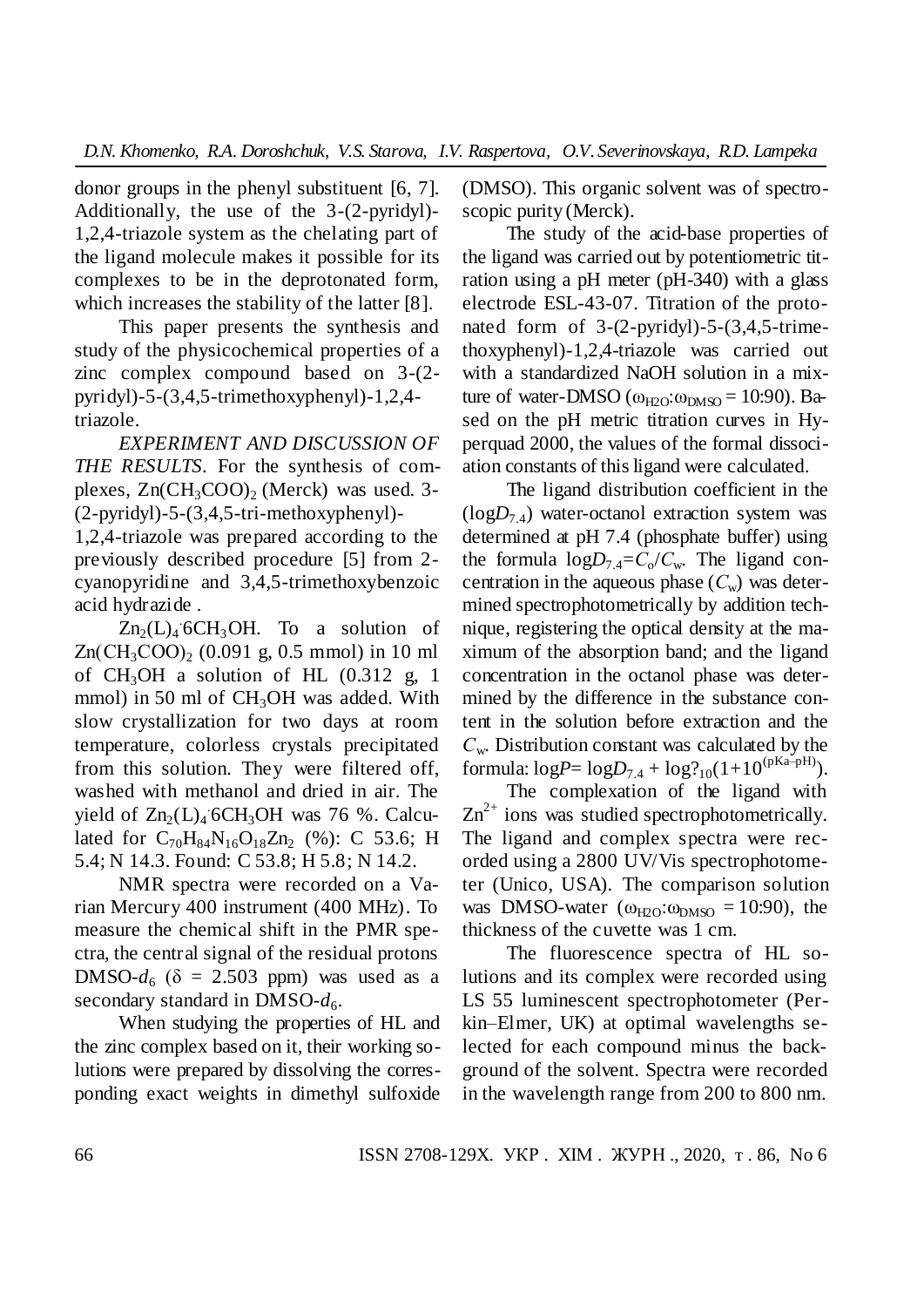donor groups in the phenyl substituent [6, 7]. Additionally, the use of the 3-(2-pyridyl)-1,2,4-triazole system as the chelating part of the ligand molecule makes it possible for its complexes to be in the deprotonated form, which increases the stability of the latter [8].

This paper presents the synthesis and study of the physicochemical properties of a zinc complex compound based on 3-(2-pyridyl)-5-(3,4,5-trimethoxyphenyl)-1,2,4-triazole.

*EXPERIMENT AND DISCUSSION OF THE RESULTS*. For the synthesis of complexes, $Zn(CH_3COO)_2$ (Merck) was used. 3-(2-pyridyl)-5-(3,4,5-tri-methoxyphenyl)-1,2,4-triazole was prepared according to the previously described procedure [5] from 2-cyanopyridine and 3,4,5-trimethoxybenzoic acid hydrazide .

$Zn_2(L)_4 \cdot 6CH_3OH$. To a solution of $Zn(CH_3COO)_2$ (0.091 g, 0.5 mmol) in 10 ml of $CH_3OH$ a solution of HL (0.312 g, 1 mmol) in 50 ml of $CH_3OH$ was added. With slow crystallization for two days at room temperature, colorless crystals precipitated from this solution. They were filtered off, washed with methanol and dried in air. The yield of $Zn_2(L)_4 \cdot 6CH_3OH$ was 76 %. Calculated for $C_{70}H_{84}N_{16}O_{18}Zn_2$ (%): C 53.6; H 5.4; N 14.3. Found: C 53.8; H 5.8; N 14.2.

NMR spectra were recorded on a Varian Mercury 400 instrument (400 MHz). To measure the chemical shift in the PMR spectra, the central signal of the residual protons DMSO-$d_6$ ($\delta$ = 2.503 ppm) was used as a secondary standard in DMSO-$d_6$.

When studying the properties of HL and the zinc complex based on it, their working solutions were prepared by dissolving the corresponding exact weights in dimethyl sulfoxide (DMSO). This organic solvent was of spectroscopic purity (Merck).

The study of the acid-base properties of the ligand was carried out by potentiometric titration using a pH meter (pH-340) with a glass electrode ESL-43-07. Titration of the protonated form of 3-(2-pyridyl)-5-(3,4,5-trimethoxyphenyl)-1,2,4-triazole was carried out with a standardized NaOH solution in a mixture of water-DMSO ($\omega_{H2O}$:$\omega_{DMSO}$ = 10:90). Based on the pH metric titration curves in Hyperquad 2000, the values of the formal dissociation constants of this ligand were calculated.

The ligand distribution coefficient in the ($\log D_{7.4}$) water-octanol extraction system was determined at pH 7.4 (phosphate buffer) using the formula $\log D_{7.4}=C_o/C_w$. The ligand concentration in the aqueous phase ($C_w$) was determined spectrophotometrically by addition technique, registering the optical density at the maximum of the absorption band; and the ligand concentration in the octanol phase was determined by the difference in the substance content in the solution before extraction and the $C_w$. Distribution constant was calculated by the formula: $\log P= \log D_{7.4} + \log?_{10}(1+10^{(pKa-pH)})$.

The complexation of the ligand with $Zn^{2+}$ ions was studied spectrophotometrically. The ligand and complex spectra were recorded using a 2800 UV/Vis spectrophotometer (Unico, USA). The comparison solution was DMSO-water ($\omega_{H2O}$:$\omega_{DMSO}$ = 10:90), the thickness of the cuvette was 1 cm.

The fluorescence spectra of HL solutions and its complex were recorded using LS 55 luminescent spectrophotometer (Perkin–Elmer, UK) at optimal wavelengths selected for each compound minus the background of the solvent. Spectra were recorded in the wavelength range from 200 to 800 nm.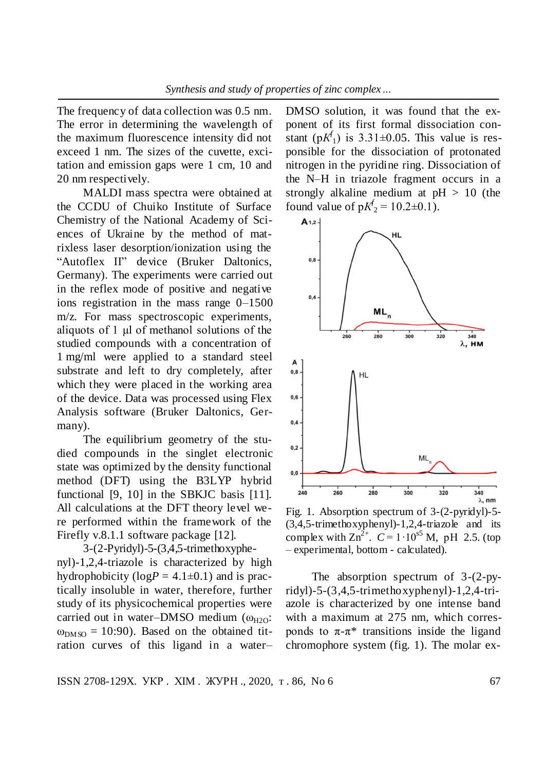The frequency of data collection was 0.5 nm. The error in determining the wavelength of the maximum fluorescence intensity did not exceed 1 nm. The sizes of the cuvette, excitation and emission gaps were 1 cm, 10 and 20 nm respectively.

MALDI mass spectra were obtained at the CCDU of Chuiko Institute of Surface Chemistry of the National Academy of Sciences of Ukraine by the method of matrixless laser desorption/ionization using the "Autoflex II" device (Bruker Daltonics, Germany). The experiments were carried out in the reflex mode of positive and negative ions registration in the mass range 0–1500 m/z. For mass spectroscopic experiments, aliquots of 1 μl of methanol solutions of the studied compounds with a concentration of 1 mg/ml were applied to a standard steel substrate and left to dry completely, after which they were placed in the working area of the device. Data was processed using Flex Analysis software (Bruker Daltonics, Germany).

The equilibrium geometry of the studied compounds in the singlet electronic state was optimized by the density functional method (DFT) using the B3LYP hybrid functional [9, 10] in the SBKJC basis [11]. All calculations at the DFT theory level were performed within the framework of the Firefly v.8.1.1 software package [12].

3-(2-Pyridyl)-5-(3,4,5-trimethoxyphenyl)-1,2,4-triazole is characterized by high hydrophobicity (log$P$ = 4.1±0.1) and is practically insoluble in water, therefore, further study of its physicochemical properties were carried out in water–DMSO medium ($\omega_{H2O}$: $\omega_{DMSO}$ = 10:90). Based on the obtained titration curves of this ligand in a water–DMSO solution, it was found that the exponent of its first formal dissociation constant (p$K^f_1$) is 3.31±0.05. This value is responsible for the dissociation of protonated nitrogen in the pyridine ring. Dissociation of the N–H in triazole fragment occurs in a strongly alkaline medium at pH > 10 (the found value of p$K^f_2$ = 10.2±0.1).

Fig. 1. Absorption spectrum of 3-(2-pyridyl)-5-(3,4,5-trimethoxyphenyl)-1,2,4-triazole and its complex with $Zn^{2+}$. $C = 1\cdot10^{-5}$ M, pH 2.5. (top – experimental, bottom - calculated).

The absorption spectrum of 3-(2-pyridyl)-5-(3,4,5-trimethoxyphenyl)-1,2,4-triazole is characterized by one intense band with a maximum at 275 nm, which corresponds to $\pi$-$\pi$* transitions inside the ligand chromophore system (fig. 1). The molar ex-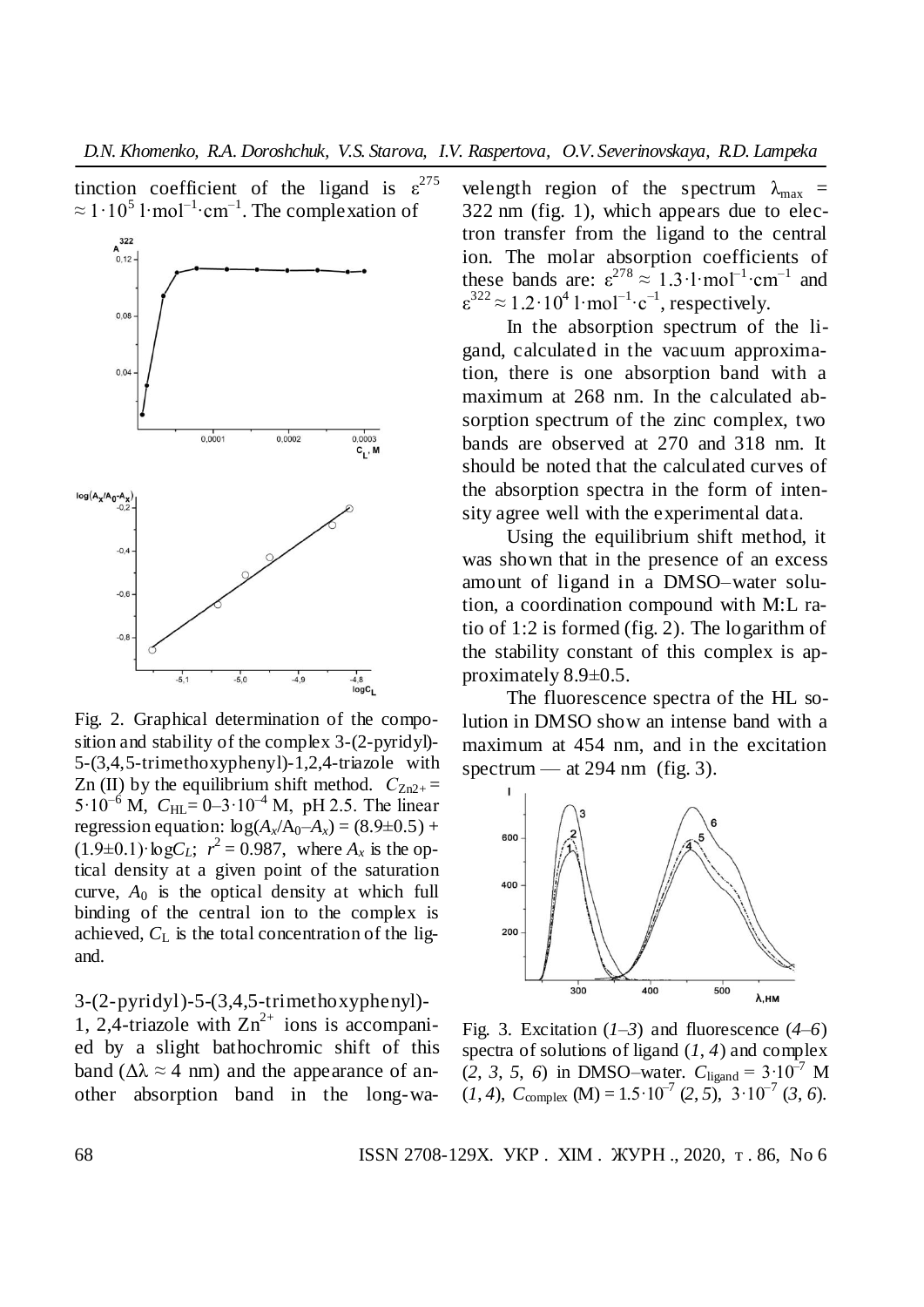tinction coefficient of the ligand is $\varepsilon^{275} \approx 1 \cdot 10^5$ l·mol$^{-1}$·cm$^{-1}$. The complexation of 3-(2-pyridyl)-5-(3,4,5-trimethoxyphenyl)-1, 2,4-triazole with $Zn^{2+}$ ions is accompanied by a slight bathochromic shift of this band ($\Delta\lambda \approx 4$ nm) and the appearance of another absorption band in the long-wavelength region of the spectrum $\lambda_{max}$ = 322 nm (fig. 1), which appears due to electron transfer from the ligand to the central ion. The molar absorption coefficients of these bands are: $\varepsilon^{278} \approx 1.3 \cdot$l·mol$^{-1}$·cm$^{-1}$ and $\varepsilon^{322} \approx 1.2 \cdot 10^4$ l·mol$^{-1}$·c$^{-1}$, respectively.

Fig. 2. Graphical determination of the composition and stability of the complex 3-(2-pyridyl)-5-(3,4,5-trimethoxyphenyl)-1,2,4-triazole with Zn (II) by the equilibrium shift method. $C_{Zn2+} = 5 \cdot 10^{-6}$ M, $C_{HL} = 0$–$3 \cdot 10^{-4}$ M, pH 2.5. The linear regression equation: $\log(A_x/A_0 - A_x) = (8.9 \pm 0.5) + (1.9 \pm 0.1) \cdot \log C_L$; $r^2 = 0.987$, where $A_x$ is the optical density at a given point of the saturation curve, $A_0$ is the optical density at which full binding of the central ion to the complex is achieved, $C_L$ is the total concentration of the ligand.

In the absorption spectrum of the ligand, calculated in the vacuum approximation, there is one absorption band with a maximum at 268 nm. In the calculated absorption spectrum of the zinc complex, two bands are observed at 270 and 318 nm. It should be noted that the calculated curves of the absorption spectra in the form of intensity agree well with the experimental data.

Using the equilibrium shift method, it was shown that in the presence of an excess amount of ligand in a DMSO–water solution, a coordination compound with M:L ratio of 1:2 is formed (fig. 2). The logarithm of the stability constant of this complex is approximately 8.9±0.5.

The fluorescence spectra of the HL solution in DMSO show an intense band with a maximum at 454 nm, and in the excitation spectrum — at 294 nm (fig. 3).

Fig. 3. Excitation (*1*–*3*) and fluorescence (*4*–*6*) spectra of solutions of ligand (*1*, *4*) and complex (*2*, *3*, *5*, *6*) in DMSO–water. $C_{ligand} = 3 \cdot 10^{-7}$ M (*1*, *4*), $C_{complex}$ (M) = $1.5 \cdot 10^{-7}$ (*2*, *5*), $3 \cdot 10^{-7}$ (*3*, *6*).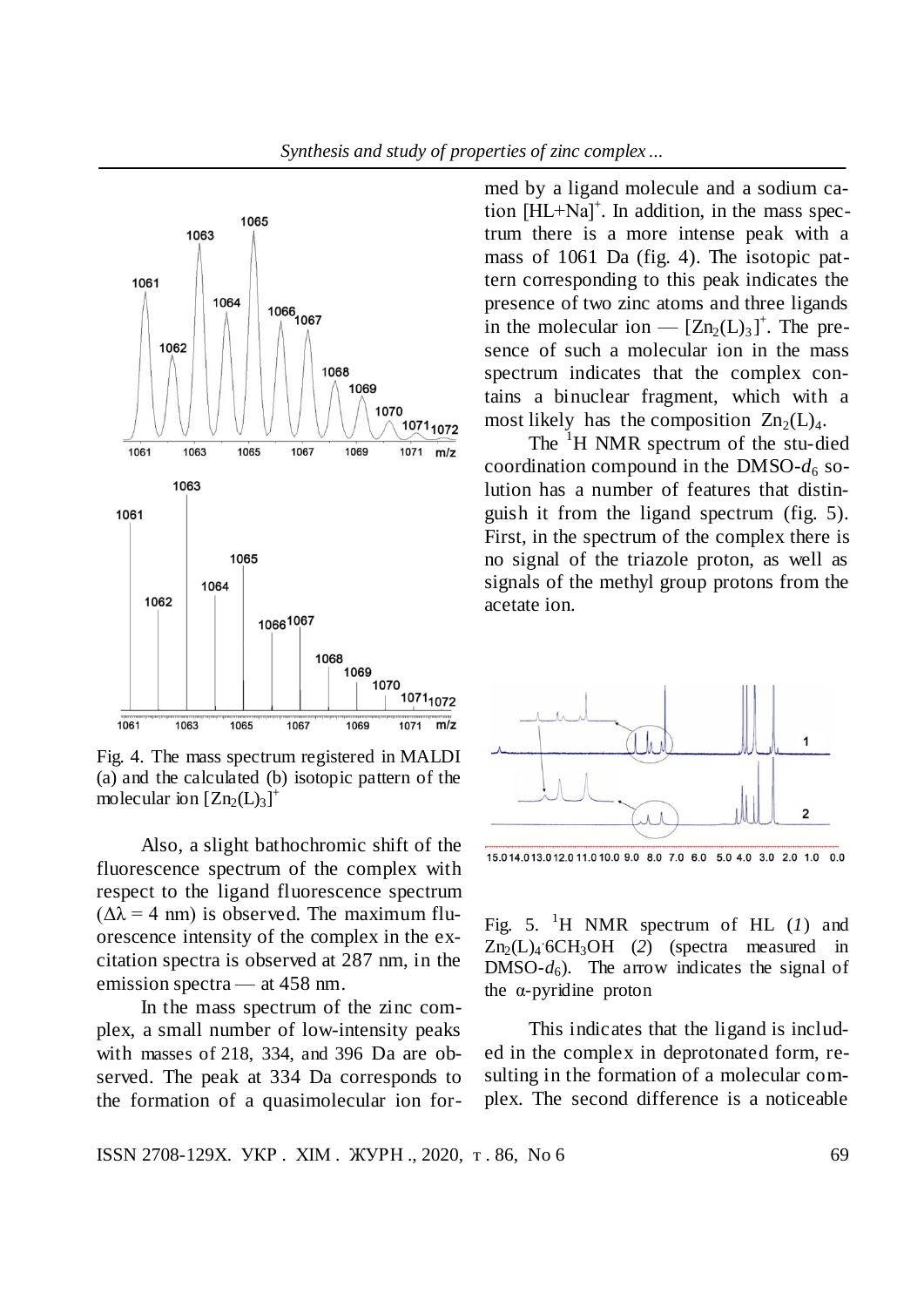Fig. 4. The mass spectrum registered in MALDI (a) and the calculated (b) isotopic pattern of the molecular ion $[Zn_2(L)_3]^+$

Also, a slight bathochromic shift of the fluorescence spectrum of the complex with respect to the ligand fluorescence spectrum ($\Delta\lambda$ = 4 nm) is observed. The maximum fluorescence intensity of the complex in the excitation spectra is observed at 287 nm, in the emission spectra — at 458 nm.

In the mass spectrum of the zinc complex, a small number of low-intensity peaks with masses of 218, 334, and 396 Da are observed. The peak at 334 Da corresponds to the formation of a quasimolecular ion formed by a ligand molecule and a sodium cation $[HL+Na]^+$. In addition, in the mass spectrum there is a more intense peak with a mass of 1061 Da (fig. 4). The isotopic pattern corresponding to this peak indicates the presence of two zinc atoms and three ligands in the molecular ion — $[Zn_2(L)_3]^+$. The presence of such a molecular ion in the mass spectrum indicates that the complex contains a binuclear fragment, which with a most likely has the composition $Zn_2(L)_4$.

The $^1H$ NMR spectrum of the studied coordination compound in the DMSO-$d_6$ solution has a number of features that distinguish it from the ligand spectrum (fig. 5). First, in the spectrum of the complex there is no signal of the triazole proton, as well as signals of the methyl group protons from the acetate ion.

Fig. 5. $^1H$ NMR spectrum of HL (*1*) and $Zn_2(L)_4 \cdot 6CH_3OH$ (*2*) (spectra measured in DMSO-$d_6$). The arrow indicates the signal of the α-pyridine proton

This indicates that the ligand is included in the complex in deprotonated form, resulting in the formation of a molecular complex. The second difference is a noticeable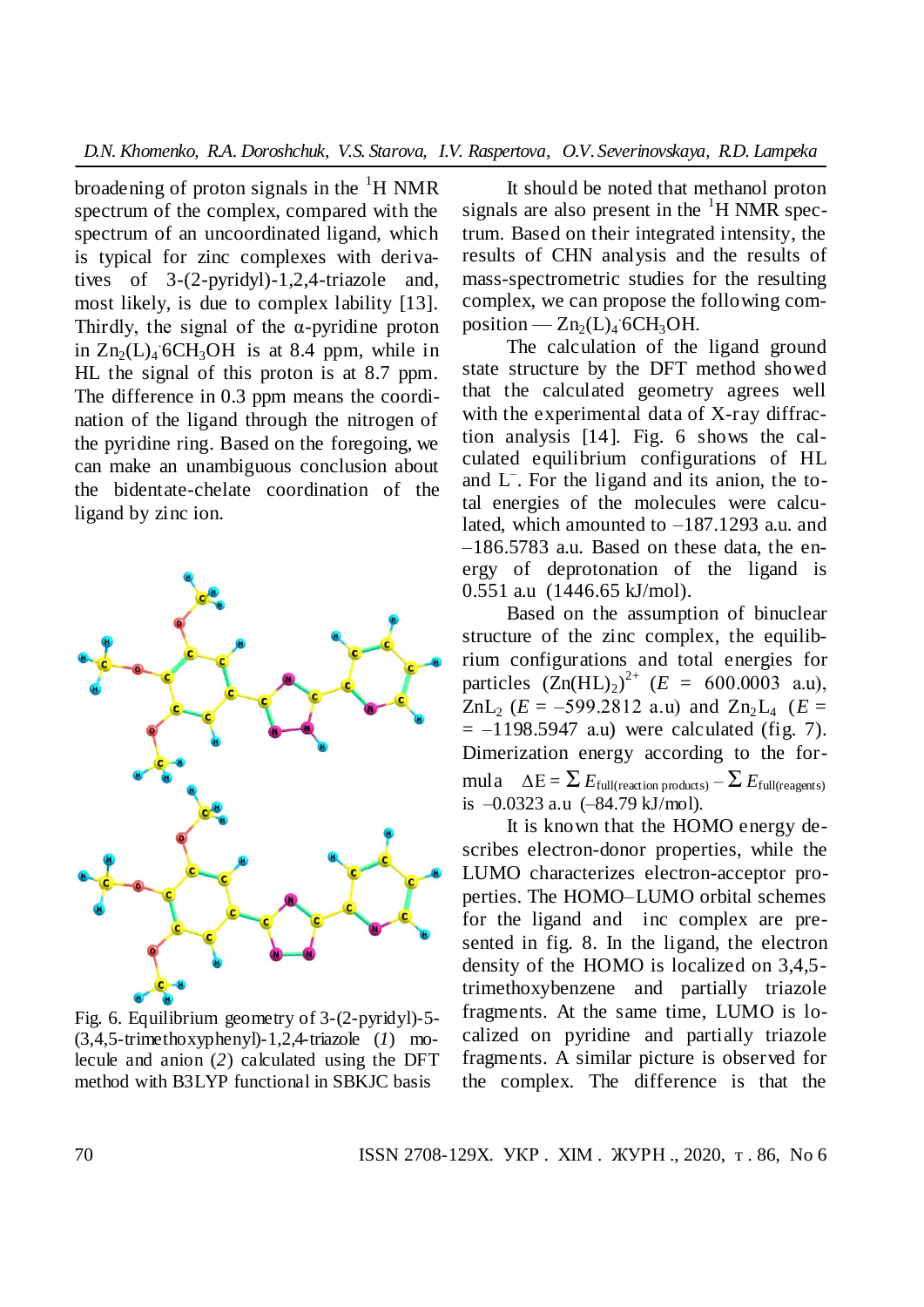broadening of proton signals in the $^{1}H$ NMR spectrum of the complex, compared with the spectrum of an uncoordinated ligand, which is typical for zinc complexes with derivatives of 3-(2-pyridyl)-1,2,4-triazole and, most likely, is due to complex lability [13]. Thirdly, the signal of the α-pyridine proton in $Zn_2(L)_4{\cdot}6CH_3OH$ is at 8.4 ppm, while in HL the signal of this proton is at 8.7 ppm. The difference in 0.3 ppm means the coordination of the ligand through the nitrogen of the pyridine ring. Based on the foregoing, we can make an unambiguous conclusion about the bidentate-chelate coordination of the ligand by zinc ion.

Fig. 6. Equilibrium geometry of 3-(2-pyridyl)-5-(3,4,5-trimethoxyphenyl)-1,2,4-triazole (*1*) molecule and anion (*2*) calculated using the DFT method with B3LYP functional in SBKJC basis

It should be noted that methanol proton signals are also present in the $^{1}H$ NMR spectrum. Based on their integrated intensity, the results of CHN analysis and the results of mass-spectrometric studies for the resulting complex, we can propose the following composition — $Zn_2(L)_4{\cdot}6CH_3OH$.

The calculation of the ligand ground state structure by the DFT method showed that the calculated geometry agrees well with the experimental data of X-ray diffraction analysis [14]. Fig. 6 shows the calculated equilibrium configurations of HL and $L^{-}$. For the ligand and its anion, the total energies of the molecules were calculated, which amounted to –187.1293 a.u. and –186.5783 a.u. Based on these data, the energy of deprotonation of the ligand is 0.551 a.u (1446.65 kJ/mol).

Based on the assumption of binuclear structure of the zinc complex, the equilibrium configurations and total energies for particles $(Zn(HL)_2)^{2+}$ ($E$ = 600.0003 a.u), $ZnL_2$ ($E$ = –599.2812 a.u) and $Zn_2L_4$ ($E$ = = –1198.5947 a.u) were calculated (fig. 7). Dimerization energy according to the formula $\Delta E = \sum E_{\text{full(reaction products)}} - \sum E_{\text{full(reagents)}}$ is –0.0323 a.u (–84.79 kJ/mol).

It is known that the HOMO energy describes electron-donor properties, while the LUMO characterizes electron-acceptor properties. The HOMO–LUMO orbital schemes for the ligand and inc complex are presented in fig. 8. In the ligand, the electron density of the HOMO is localized on 3,4,5-trimethoxybenzene and partially triazole fragments. At the same time, LUMO is localized on pyridine and partially triazole fragments. A similar picture is observed for the complex. The difference is that the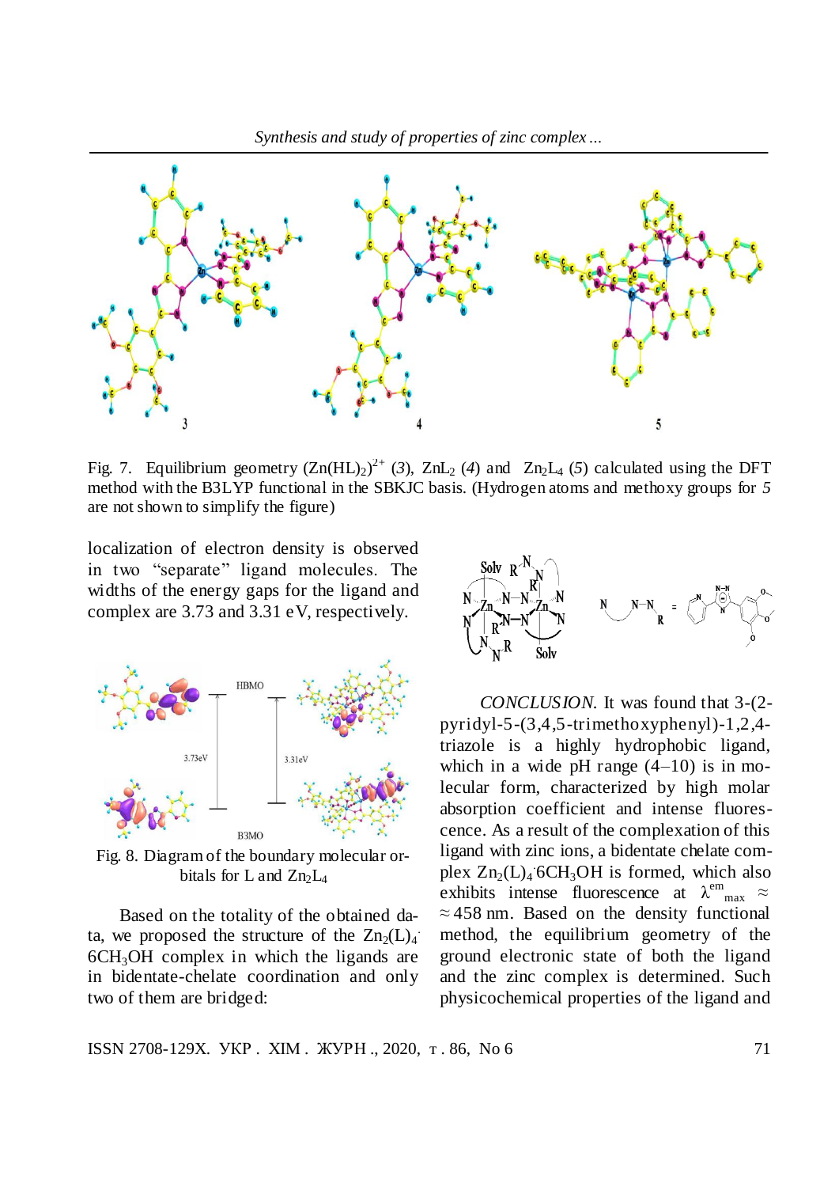Fig. 7. Equilibrium geometry $(Zn(HL)_2)^{2+}$ (*3*), $ZnL_2$ (*4*) and $Zn_2L_4$ (*5*) calculated using the DFT method with the B3LYP functional in the SBKJC basis. (Hydrogen atoms and methoxy groups for *5* are not shown to simplify the figure)

localization of electron density is observed in two "separate" ligand molecules. The widths of the energy gaps for the ligand and complex are 3.73 and 3.31 eV, respectively.

Fig. 8. Diagram of the boundary molecular orbitals for L and $Zn_2L_4$

Based on the totality of the obtained data, we proposed the structure of the $Zn_2(L)_4 \cdot 6CH_3OH$ complex in which the ligands are in bidentate-chelate coordination and only two of them are bridged:

*CONCLUSION.* It was found that 3-(2-pyridyl-5-(3,4,5-trimethoxyphenyl)-1,2,4-triazole is a highly hydrophobic ligand, which in a wide pH range (4–10) is in molecular form, characterized by high molar absorption coefficient and intense fluorescence. As a result of the complexation of this ligand with zinc ions, a bidentate chelate complex $Zn_2(L)_4 \cdot 6CH_3OH$ is formed, which also exhibits intense fluorescence at $\lambda^{em}_{max} \approx \approx 458$ nm. Based on the density functional method, the equilibrium geometry of the ground electronic state of both the ligand and the zinc complex is determined. Such physicochemical properties of the ligand and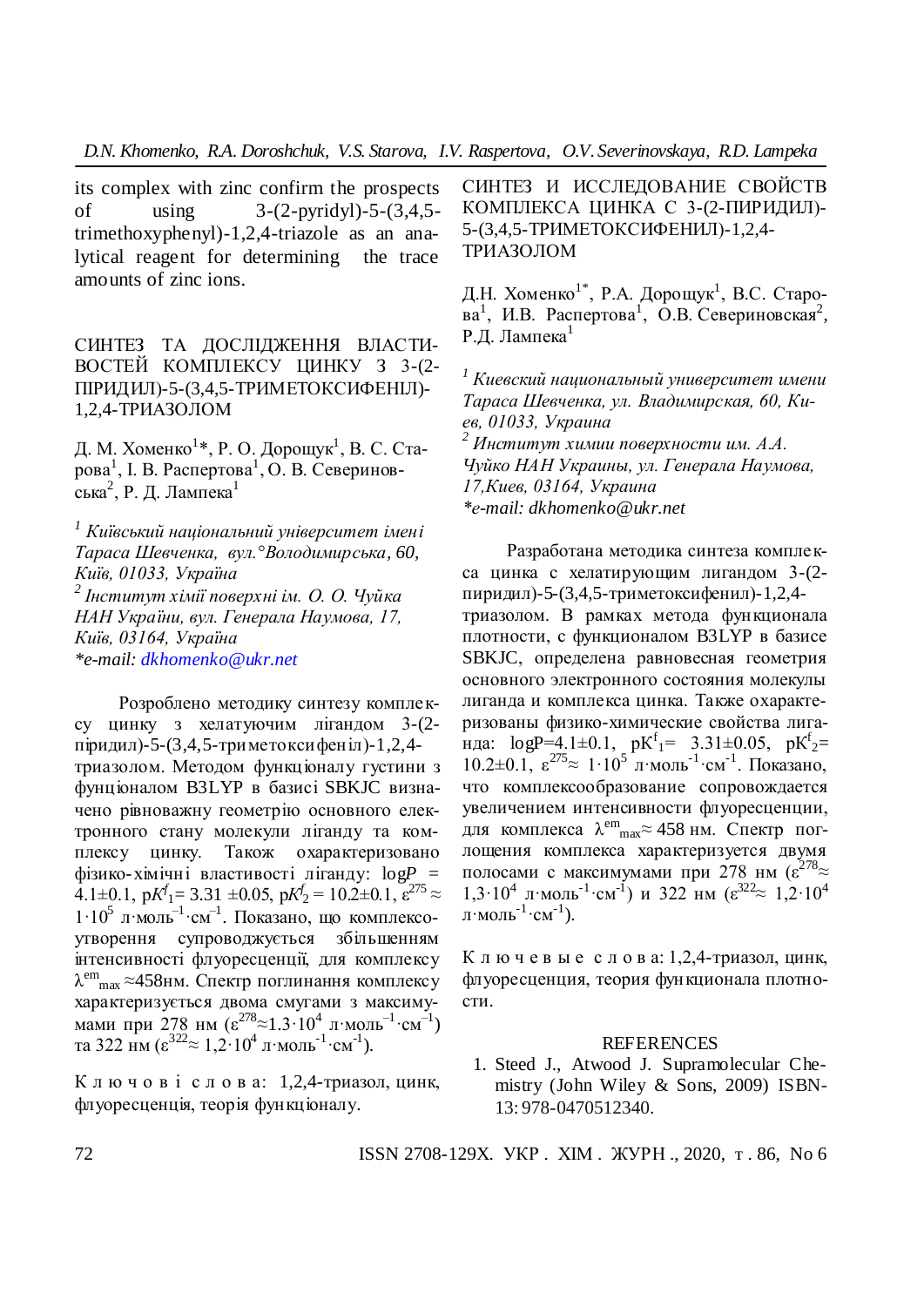its complex with zinc confirm the prospects of using 3-(2-pyridyl)-5-(3,4,5-trimethoxyphenyl)-1,2,4-triazole as an analytical reagent for determining the trace amounts of zinc ions.

## СИНТЕЗ ТА ДОСЛІДЖЕННЯ ВЛАСТИВОСТЕЙ КОМПЛЕКСУ ЦИНКУ З 3-(2-ПІРИДИЛ)-5-(3,4,5-ТРИМЕТОКСИФЕНІЛ)-1,2,4-ТРИАЗОЛОМ

Д. М. Хоменко[1]*, Р. О. Дорощук[1], В. С. Старова[1], І. В. Распертова[1], О. В. Северинovська[2], Р. Д. Лампека[1]

[1] *Київський національний університет імені Тараса Шевченка, вул. Володимирська, 60, Київ, 01033, Україна*

[2] *Інститут хімії поверхні ім. О. О. Чуйка НАН України, вул. Генерала Наумова, 17, Київ, 03164, Україна*

*\*e-mail: dkhomenko@ukr.net*

Розроблено методику синтезу комплексу цинку з хелатуючим лігандом 3-(2-піридил)-5-(3,4,5-триметоксифеніл)-1,2,4-триазолом. Методом функціоналу густини з функціоналом B3LYP в базисі SBKJC визначено рівноважну геометрію основного електронного стану молекули ліганду та комплексу цинку. Також охарактеризовано фізико-хімічні властивості ліганду: $\log P$ = 4.1±0.1, $pK^f_1$ = 3.31 ±0.05, $pK^f_2$ = 10.2±0.1, $\varepsilon^{275} \approx 1 \cdot 10^5$ л·моль$^{-1}$·см$^{-1}$. Показано, що комплексоутворення супроводжується збільшенням інтенсивності флуоресценції, для комплексу $\lambda^{em}_{max} \approx$458нм. Спектр поглинання комплексу характеризується двома смугами з максимумами при 278 нм ($\varepsilon^{278} \approx 1.3 \cdot 10^4$ л·моль$^{-1}$·см$^{-1}$) та 322 нм ($\varepsilon^{322} \approx 1,2 \cdot 10^4$ л·моль$^{-1}$·см$^{-1}$).

Ключові слова: 1,2,4-триазол, цинк, флуоресценція, теорія функціоналу.

## СИНТЕЗ И ИССЛЕДОВАНИЕ СВОЙСТВ КОМПЛЕКСА ЦИНКА С 3-(2-ПИРИДИЛ)-5-(3,4,5-ТРИМЕТОКСИФЕНИЛ)-1,2,4-ТРИАЗОЛОМ

Д.Н. Хоменко[1*], Р.А. Дорощук[1], В.С. Старова[1], И.В. Распертова[1], О.В. Севериновская[2], Р.Д. Лампека[1]

[1] *Киевский национальный университет имени Тараса Шевченка, ул. Владимирская, 60, Киев, 01033, Украина*

[2] *Институт химии поверхности им. А.А. Чуйко НАН Украины, ул. Генерала Наумова, 17,Киев, 03164, Украина*

*\*e-mail: dkhomenko@ukr.net*

Разработана методика синтеза комплекса цинка с хелатирующим лигандом 3-(2-пиридил)-5-(3,4,5-триметоксифенил)-1,2,4-триазолом. В рамках метода функционала плотности, с функционалом B3LYP в базисе SBKJC, определена равновесная геометрия основного электронного состояния молекулы лиганда и комплекса цинка. Также охарактеризованы физико-химические свойства лиганда: $\log P$=4.1±0.1, $pK^f_1$= 3.31±0.05, $pK^f_2$= 10.2±0.1, $\varepsilon^{275} \approx 1 \cdot 10^5$ л·моль$^{-1}$·см$^{-1}$. Показано, что комплексообразование сопровождается увеличением интенсивности флуоресценции, для комплекса $\lambda^{em}_{max} \approx$ 458 нм. Спектр поглощения комплекса характеризуется двумя полосами с максимумами при 278 нм ($\varepsilon^{278} \approx 1,3 \cdot 10^4$ л·моль$^{-1}$·см$^{-1}$) и 322 нм ($\varepsilon^{322} \approx 1,2 \cdot 10^4$ л·моль$^{-1}$·см$^{-1}$).

Ключевые слова: 1,2,4-триазол, цинк, флуоресценция, теория функционала плотности.

## REFERENCES

1. Steed J., Atwood J. Supramolecular Chemistry (John Wiley & Sons, 2009) ISBN-13: 978-0470512340.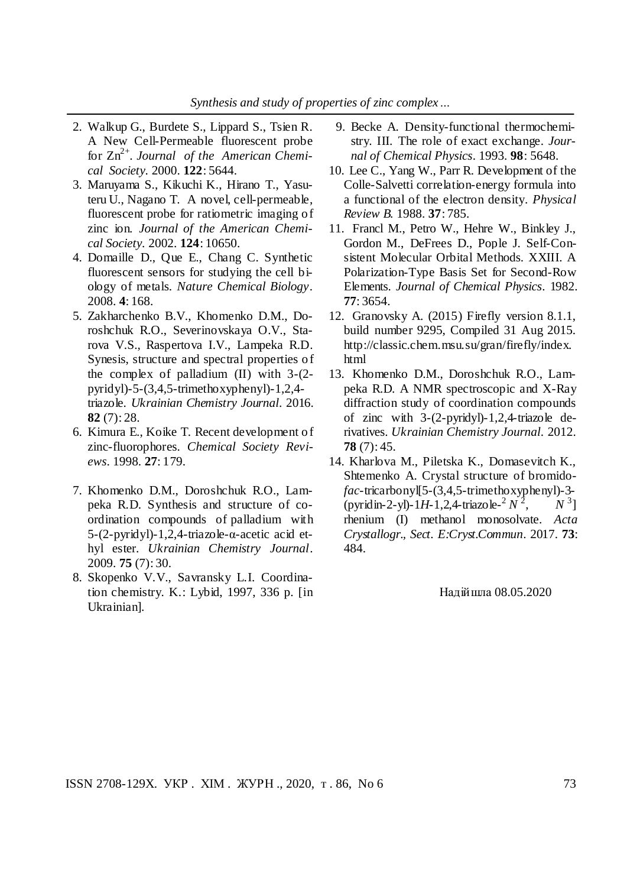2. Walkup G., Burdete S., Lippard S., Tsien R. A New Cell-Permeable fluorescent probe for $Zn^{2+}$. *Journal of the American Chemical Society*. 2000. **122**: 5644.
3. Maruyama S., Kikuchi K., Hirano T., Yasuteru U., Nagano T. A novel, cell-permeable, fluorescent probe for ratiometric imaging of zinc ion. *Journal of the American Chemical Society*. 2002. **124**: 10650.
4. Domaille D., Que E., Chang C. Synthetic fluorescent sensors for studying the cell biology of metals. *Nature Chemical Biology*. 2008. **4**: 168.
5. Zakharchenko B.V., Khomenko D.M., Doroshchuk R.O., Severinovskaya O.V., Starova V.S., Raspertova I.V., Lampeka R.D. Synesis, structure and spectral properties of the complex of palladium (II) with 3-(2-pyridyl)-5-(3,4,5-trimethoxyphenyl)-1,2,4-triazole. *Ukrainian Chemistry Journal*. 2016. **82** (7): 28.
6. Kimura E., Koike T. Recent development of zinc-fluorophores. *Chemical Society Reviews*. 1998. **27**: 179.
7. Khomenko D.M., Doroshchuk R.O., Lampeka R.D. Synthesis and structure of coordination compounds of palladium with 5-(2-pyridyl)-1,2,4-triazole-α-acetic acid ethyl ester. *Ukrainian Chemistry Journal*. 2009. **75** (7): 30.
8. Skopenko V.V., Savransky L.I. Coordination chemistry. K.: Lybid, 1997, 336 p. [in Ukrainian].
9. Becke A. Density-functional thermochemistry. III. The role of exact exchange. *Journal of Chemical Physics*. 1993. **98**: 5648.
10. Lee C., Yang W., Parr R. Development of the Colle-Salvetti correlation-energy formula into a functional of the electron density. *Physical Review B*. 1988. **37**: 785.
11. Francl M., Petro W., Hehre W., Binkley J., Gordon M., DeFrees D., Pople J. Self-Consistent Molecular Orbital Methods. XXIII. A Polarization-Type Basis Set for Second-Row Elements. *Journal of Chemical Physics*. 1982. **77**: 3654.
12. Granovsky A. (2015) Firefly version 8.1.1, build number 9295, Compiled 31 Aug 2015. http://classic.chem.msu.su/gran/firefly/index.html
13. Khomenko D.M., Doroshchuk R.O., Lampeka R.D. A NMR spectroscopic and X-Ray diffraction study of coordination compounds of zinc with 3-(2-pyridyl)-1,2,4-triazole derivatives. *Ukrainian Chemistry Journal*. 2012. **78** (7): 45.
14. Kharlova M., Piletska K., Domasevitch K., Shtemenko A. Crystal structure of bromido-*fac*-tricarbonyl[5-(3,4,5-trimethoxyphenyl)-3-(pyridin-2-yl)-1*H*-1,2,4-triazole-$^2N^2$, $N^3$] rhenium (I) methanol monosolvate. *Acta Crystallogr., Sect. E:Cryst.Commun*. 2017. **73**: 484.

Надійшла 08.05.2020